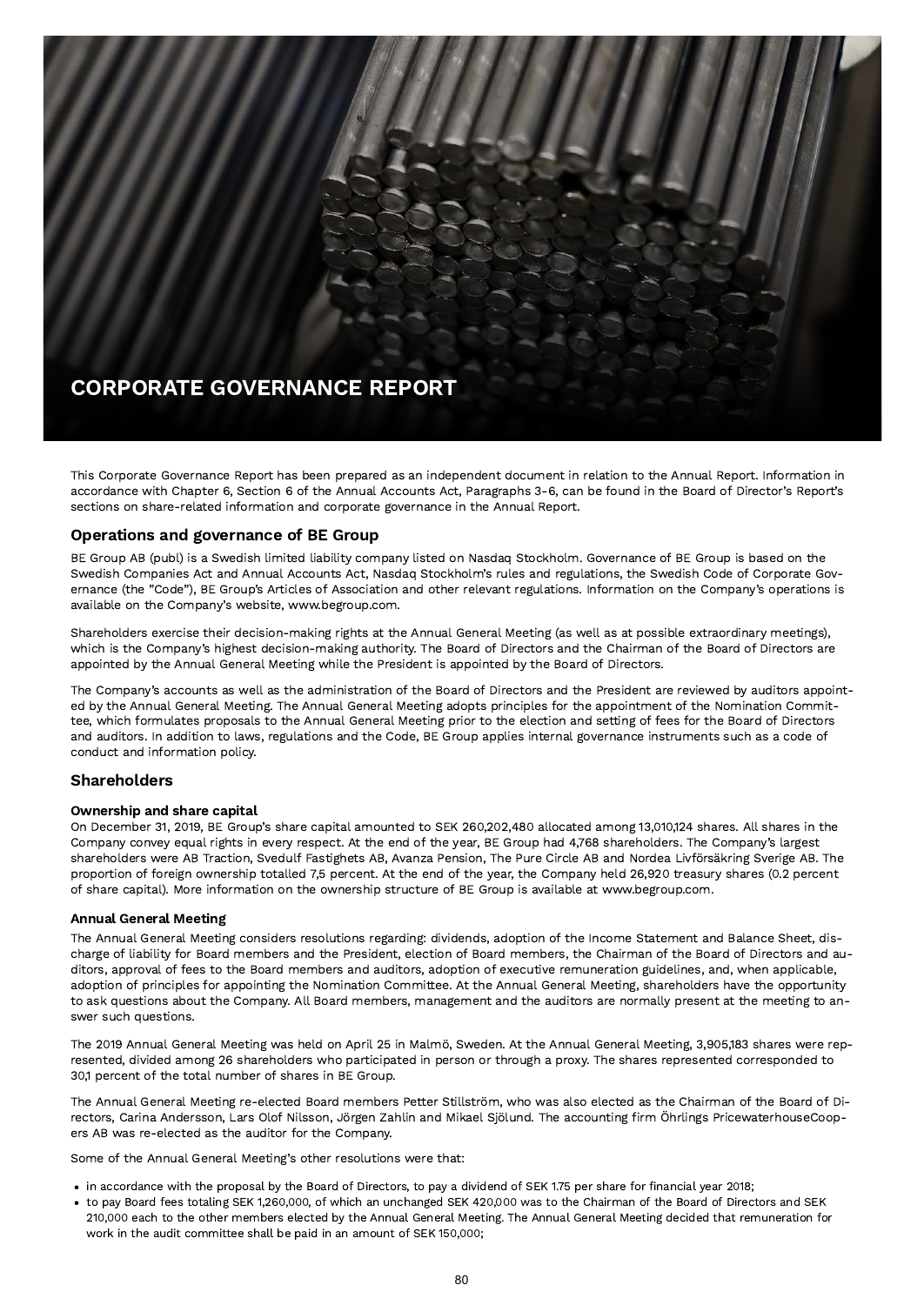# CORPORATE GOVERNANCE REPORT

This Corporate Governance Report has been prepared as an independent document in relation to the Annual Report. Information in accordance with Chapter 6, Section 6 of the Annual Accounts Act, Paragraphs 3-6, can be found in the Board of Director's Report's sections on share-related information and corporate governance in the Annual Report.

## Operations and governance of BE Group

BE Group AB (publ) is a Swedish limited liability company listed on Nasdaq Stockholm. Governance of BE Group is based on the Swedish Companies Act and Annual Accounts Act, Nasdaq Stockholm's rules and regulations, the Swedish Code of Corporate Governance (the "Code"), BE Group's Articles of Association and other relevant regulations. Information on the Company's operations is available on the Company's website, www.begroup.com.

Shareholders exercise their decision-making rights at the Annual General Meeting (as well as at possible extraordinary meetings), which is the Company's highest decision-making authority. The Board of Directors and the Chairman of the Board of Directors are appointed by the Annual General Meeting while the President is appointed by the Board of Directors.

The Company's accounts as well as the administration of the Board of Directors and the President are reviewed by auditors appointed by the Annual General Meeting. The Annual General Meeting adopts principles for the appointment of the Nomination Committee, which formulates proposals to the Annual General Meeting prior to the election and setting of fees for the Board of Directors and auditors. In addition to laws, regulations and the Code, BE Group applies internal governance instruments such as a code of conduct and information policy.

## Shareholders

### Ownership and share capital

On December 31, 2019, BE Group's share capital amounted to SEK 260,202,480 allocated among 13,010,124 shares. All shares in the Company convey equal rights in every respect. At the end of the year, BE Group had 4,768 shareholders. The Company's largest shareholders were AB Traction, Svedulf Fastighets AB, Avanza Pension, The Pure Circle AB and Nordea Livförsäkring Sverige AB. The proportion of foreign ownership totalled 7,5 percent. At the end of the year, the Company held 26,920 treasury shares (0.2 percent of share capital). More information on the ownership structure of BE Group is available at www.begroup.com.

### Annual General Meeting

The Annual General Meeting considers resolutions regarding: dividends, adoption of the Income Statement and Balance Sheet, discharge of liability for Board members and the President, election of Board members, the Chairman of the Board of Directors and auditors, approval of fees to the Board members and auditors, adoption of executive remuneration guidelines, and, when applicable, adoption of principles for appointing the Nomination Committee. At the Annual General Meeting, shareholders have the opportunity to ask questions about the Company. All Board members, management and the auditors are normally present at the meeting to answer such questions.

The 2019 Annual General Meeting was held on April 25 in Malmö, Sweden. At the Annual General Meeting, 3,905,183 shares were represented, divided among 26 shareholders who participated in person or through a proxy. The shares represented corresponded to 30,1 percent of the total number of shares in BE Group.

The Annual General Meeting re-elected Board members Petter Stillström, who was also elected as the Chairman of the Board of Directors, Carina Andersson, Lars Olof Nilsson, Jörgen Zahlin and Mikael Sjölund. The accounting firm Öhrlings PricewaterhouseCoopers AB was re-elected as the auditor for the Company.

Some of the Annual General Meeting's other resolutions were that:

- in accordance with the proposal by the Board of Directors, to pay a dividend of SEK 1.75 per share for financial year 2018;
- to pay Board fees totaling SEK 1,260,000, of which an unchanged SEK 420,000 was to the Chairman of the Board of Directors and SEK 210,000 each to the other members elected by the Annual General Meeting. The Annual General Meeting decided that remuneration for work in the audit committee shall be paid in an amount of SEK 150,000;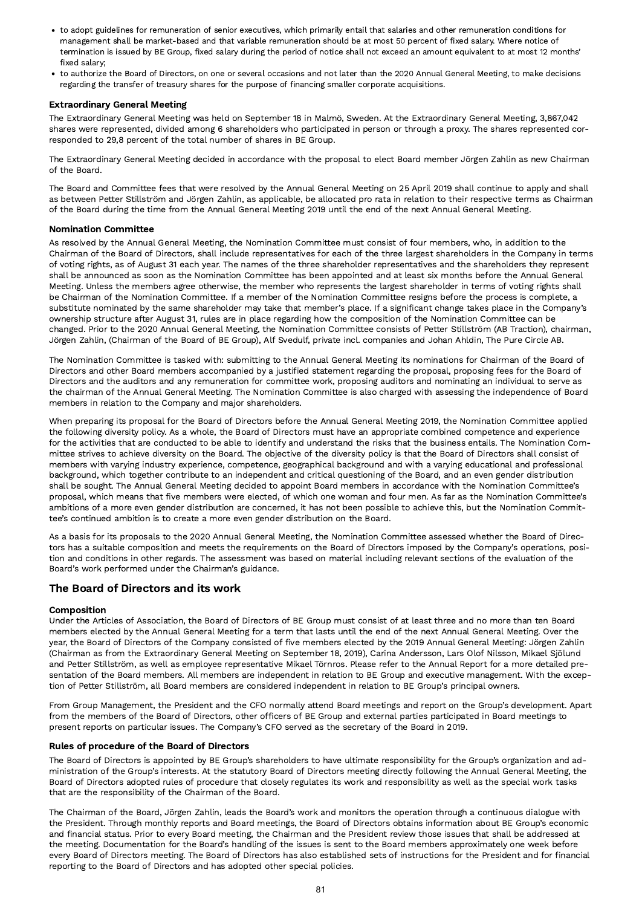- to adopt guidelines for remuneration of senior executives, which primarily entail that salaries and other remuneration conditions for management shall be market-based and that variable remuneration should be at most 50 percent of fixed salary. Where notice of termination is issued by BE Group, fixed salary during the period of notice shall not exceed an amount equivalent to at most 12 months' fixed salary;
- to authorize the Board of Directors, on one or several occasions and not later than the 2020 Annual General Meeting, to make decisions regarding the transfer of treasury shares for the purpose of financing smaller corporate acquisitions.

### Extraordinary General Meeting

The Extraordinary General Meeting was held on September 18 in Malmö, Sweden. At the Extraordinary General Meeting, 3,867,042 shares were represented, divided among 6 shareholders who participated in person or through a proxy. The shares represented corresponded to 29,8 percent of the total number of shares in BE Group.

The Extraordinary General Meeting decided in accordance with the proposal to elect Board member Jörgen Zahlin as new Chairman of the Board.

The Board and Committee fees that were resolved by the Annual General Meeting on 25 April 2019 shall continue to apply and shall as between Petter Stillström and Jörgen Zahlin, as applicable, be allocated pro rata in relation to their respective terms as Chairman of the Board during the time from the Annual General Meeting 2019 until the end of the next Annual General Meeting.

### Nomination Committee

As resolved by the Annual General Meeting, the Nomination Committee must consist of four members, who, in addition to the Chairman of the Board of Directors, shall include representatives for each of the three largest shareholders in the Company in terms of voting rights, as of August 31 each year. The names of the three shareholder representatives and the shareholders they represent shall be announced as soon as the Nomination Committee has been appointed and at least six months before the Annual General Meeting. Unless the members agree otherwise, the member who represents the largest shareholder in terms of voting rights shall be Chairman of the Nomination Committee. If a member of the Nomination Committee resigns before the process is complete, a substitute nominated by the same shareholder may take that member's place. If a significant change takes place in the Company's ownership structure after August 31, rules are in place regarding how the composition of the Nomination Committee can be changed. Prior to the 2020 Annual General Meeting, the Nomination Committee consists of Petter Stillström (AB Traction), chairman, Jörgen Zahlin, (Chairman of the Board of BE Group), Alf Svedulf, private incl. companies and Johan Ahldin, The Pure Circle AB.

The Nomination Committee is tasked with: submitting to the Annual General Meeting its nominations for Chairman of the Board of Directors and other Board members accompanied by a justified statement regarding the proposal, proposing fees for the Board of Directors and the auditors and any remuneration for committee work, proposing auditors and nominating an individual to serve as the chairman of the Annual General Meeting. The Nomination Committee is also charged with assessing the independence of Board members in relation to the Company and major shareholders.

When preparing its proposal for the Board of Directors before the Annual General Meeting 2019, the Nomination Committee applied the following diversity policy. As a whole, the Board of Directors must have an appropriate combined competence and experience for the activities that are conducted to be able to identify and understand the risks that the business entails. The Nomination Committee strives to achieve diversity on the Board. The objective of the diversity policy is that the Board of Directors shall consist of members with varying industry experience, competence, geographical background and with a varying educational and professional background, which together contribute to an independent and critical questioning of the Board, and an even gender distribution shall be sought. The Annual General Meeting decided to appoint Board members in accordance with the Nomination Committee's proposal, which means that five members were elected, of which one woman and four men. As far as the Nomination Committee's ambitions of a more even gender distribution are concerned, it has not been possible to achieve this, but the Nomination Committee's continued ambition is to create a more even gender distribution on the Board.

As a basis for its proposals to the 2020 Annual General Meeting, the Nomination Committee assessed whether the Board of Directors has a suitable composition and meets the requirements on the Board of Directors imposed by the Company's operations, position and conditions in other regards. The assessment was based on material including relevant sections of the evaluation of the Board's work performed under the Chairman's guidance.

## The Board of Directors and its work

### Composition

Under the Articles of Association, the Board of Directors of BE Group must consist of at least three and no more than ten Board members elected by the Annual General Meeting for a term that lasts until the end of the next Annual General Meeting. Over the year, the Board of Directors of the Company consisted of five members elected by the 2019 Annual General Meeting: Jörgen Zahlin (Chairman as from the Extraordinary General Meeting on September 18, 2019), Carina Andersson, Lars Olof Nilsson, Mikael Sjölund and Petter Stillström, as well as employee representative Mikael Törnros. Please refer to the Annual Report for a more detailed presentation of the Board members. All members are independent in relation to BE Group and executive management. With the exception of Petter Stillström, all Board members are considered independent in relation to BE Group's principal owners.

From Group Management, the President and the CFO normally attend Board meetings and report on the Group's development. Apart from the members of the Board of Directors, other officers of BE Group and external parties participated in Board meetings to present reports on particular issues. The Company's CFO served as the secretary of the Board in 2019.

### Rules of procedure of the Board of Directors

The Board of Directors is appointed by BE Group's shareholders to have ultimate responsibility for the Group's organization and administration of the Group's interests. At the statutory Board of Directors meeting directly following the Annual General Meeting, the Board of Directors adopted rules of procedure that closely regulates its work and responsibility as well as the special work tasks that are the responsibility of the Chairman of the Board.

The Chairman of the Board, Jörgen Zahlin, leads the Board's work and monitors the operation through a continuous dialogue with the President. Through monthly reports and Board meetings, the Board of Directors obtains information about BE Group's economic and financial status. Prior to every Board meeting, the Chairman and the President review those issues that shall be addressed at the meeting. Documentation for the Board's handling of the issues is sent to the Board members approximately one week before every Board of Directors meeting. The Board of Directors has also established sets of instructions for the President and for financial reporting to the Board of Directors and has adopted other special policies.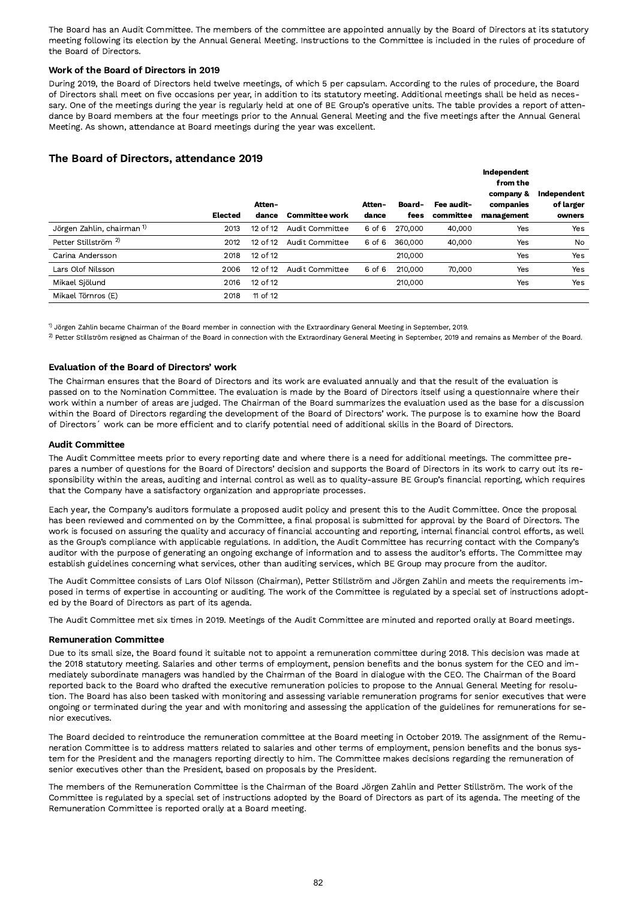The Board has an Audit Committee. The members of the committee are appointed annually by the Board of Directors at its statutory meeting following its election by the Annual General Meeting. Instructions to the Committee is included in the rules of procedure of the Board of Directors.

### Work of the Board of Directors in 2019

During 2019, the Board of Directors held twelve meetings, of which 5 per capsulam. According to the rules of procedure, the Board of Directors shall meet on five occasions per year, in addition to its statutory meeting. Additional meetings shall be held as necessary. One of the meetings during the year is regularly held at one of BE Group's operative units. The table provides a report of attendance by Board members at the four meetings prior to the Annual General Meeting and the five meetings after the Annual General Meeting. As shown, attendance at Board meetings during the year was excellent.

## The Board of Directors, attendance 2019

| | Elected | Attendance | Committee work | Attendance | Board-fees | Fee audit-committee | Independent from the company & companies management | Independent of larger owners |
|---|---|---|---|---|---|---|---|---|
| Jörgen Zahlin, chairman [1] | 2013 | 12 of 12 | Audit Committee | 6 of 6 | 270,000 | 40,000 | Yes | Yes |
| Petter Stillström [2] | 2012 | 12 of 12 | Audit Committee | 6 of 6 | 360,000 | 40,000 | Yes | No |
| Carina Andersson | 2018 | 12 of 12 | | | 210,000 | | Yes | Yes |
| Lars Olof Nilsson | 2006 | 12 of 12 | Audit Committee | 6 of 6 | 210,000 | 70,000 | Yes | Yes |
| Mikael Sjölund | 2016 | 12 of 12 | | | 210,000 | | Yes | Yes |
| Mikael Törnros (E) | 2018 | 11 of 12 | | | | | | |

[1] Jörgen Zahlin became Chairman of the Board member in connection with the Extraordinary General Meeting in September, 2019.

[2] Petter Stillström resigned as Chairman of the Board in connection with the Extraordinary General Meeting in September, 2019 and remains as Member of the Board.

### Evaluation of the Board of Directors' work

The Chairman ensures that the Board of Directors and its work are evaluated annually and that the result of the evaluation is passed on to the Nomination Committee. The evaluation is made by the Board of Directors itself using a questionnaire where their work within a number of areas are judged. The Chairman of the Board summarizes the evaluation used as the base for a discussion within the Board of Directors regarding the development of the Board of Directors' work. The purpose is to examine how the Board of Directors´ work can be more efficient and to clarify potential need of additional skills in the Board of Directors.

### Audit Committee

The Audit Committee meets prior to every reporting date and where there is a need for additional meetings. The committee prepares a number of questions for the Board of Directors' decision and supports the Board of Directors in its work to carry out its responsibility within the areas, auditing and internal control as well as to quality-assure BE Group's financial reporting, which requires that the Company have a satisfactory organization and appropriate processes.

Each year, the Company's auditors formulate a proposed audit policy and present this to the Audit Committee. Once the proposal has been reviewed and commented on by the Committee, a final proposal is submitted for approval by the Board of Directors. The work is focused on assuring the quality and accuracy of financial accounting and reporting, internal financial control efforts, as well as the Group's compliance with applicable regulations. In addition, the Audit Committee has recurring contact with the Company's auditor with the purpose of generating an ongoing exchange of information and to assess the auditor's efforts. The Committee may establish guidelines concerning what services, other than auditing services, which BE Group may procure from the auditor.

The Audit Committee consists of Lars Olof Nilsson (Chairman), Petter Stillström and Jörgen Zahlin and meets the requirements imposed in terms of expertise in accounting or auditing. The work of the Committee is regulated by a special set of instructions adopted by the Board of Directors as part of its agenda.

The Audit Committee met six times in 2019. Meetings of the Audit Committee are minuted and reported orally at Board meetings.

### Remuneration Committee

Due to its small size, the Board found it suitable not to appoint a remuneration committee during 2018. This decision was made at the 2018 statutory meeting. Salaries and other terms of employment, pension benefits and the bonus system for the CEO and immediately subordinate managers was handled by the Chairman of the Board in dialogue with the CEO. The Chairman of the Board reported back to the Board who drafted the executive remuneration policies to propose to the Annual General Meeting for resolution. The Board has also been tasked with monitoring and assessing variable remuneration programs for senior executives that were ongoing or terminated during the year and with monitoring and assessing the application of the guidelines for remunerations for senior executives.

The Board decided to reintroduce the remuneration committee at the Board meeting in October 2019. The assignment of the Remuneration Committee is to address matters related to salaries and other terms of employment, pension benefits and the bonus system for the President and the managers reporting directly to him. The Committee makes decisions regarding the remuneration of senior executives other than the President, based on proposals by the President.

The members of the Remuneration Committee is the Chairman of the Board Jörgen Zahlin and Petter Stillström. The work of the Committee is regulated by a special set of instructions adopted by the Board of Directors as part of its agenda. The meeting of the Remuneration Committee is reported orally at a Board meeting.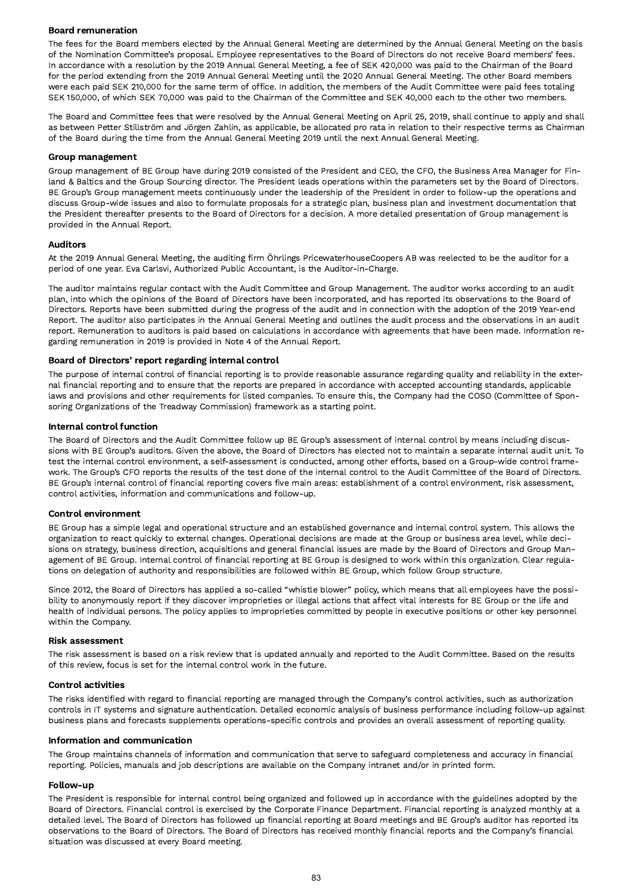## Board remuneration

The fees for the Board members elected by the Annual General Meeting are determined by the Annual General Meeting on the basis of the Nomination Committee's proposal. Employee representatives to the Board of Directors do not receive Board members' fees. In accordance with a resolution by the 2019 Annual General Meeting, a fee of SEK 420,000 was paid to the Chairman of the Board for the period extending from the 2019 Annual General Meeting until the 2020 Annual General Meeting. The other Board members were each paid SEK 210,000 for the same term of office. In addition, the members of the Audit Committee were paid fees totaling SEK 150,000, of which SEK 70,000 was paid to the Chairman of the Committee and SEK 40,000 each to the other two members.

The Board and Committee fees that were resolved by the Annual General Meeting on April 25, 2019, shall continue to apply and shall as between Petter Stillström and Jörgen Zahlin, as applicable, be allocated pro rata in relation to their respective terms as Chairman of the Board during the time from the Annual General Meeting 2019 until the next Annual General Meeting.

## Group management

Group management of BE Group have during 2019 consisted of the President and CEO, the CFO, the Business Area Manager for Finland & Baltics and the Group Sourcing director. The President leads operations within the parameters set by the Board of Directors. BE Group's Group management meets continuously under the leadership of the President in order to follow-up the operations and discuss Group-wide issues and also to formulate proposals for a strategic plan, business plan and investment documentation that the President thereafter presents to the Board of Directors for a decision. A more detailed presentation of Group management is provided in the Annual Report.

## Auditors

At the 2019 Annual General Meeting, the auditing firm Öhrlings PricewaterhouseCoopers AB was reelected to be the auditor for a period of one year. Eva Carlsvi, Authorized Public Accountant, is the Auditor-in-Charge.

The auditor maintains regular contact with the Audit Committee and Group Management. The auditor works according to an audit plan, into which the opinions of the Board of Directors have been incorporated, and has reported its observations to the Board of Directors. Reports have been submitted during the progress of the audit and in connection with the adoption of the 2019 Year-end Report. The auditor also participates in the Annual General Meeting and outlines the audit process and the observations in an audit report. Remuneration to auditors is paid based on calculations in accordance with agreements that have been made. Information regarding remuneration in 2019 is provided in Note 4 of the Annual Report.

## Board of Directors' report regarding internal control

The purpose of internal control of financial reporting is to provide reasonable assurance regarding quality and reliability in the external financial reporting and to ensure that the reports are prepared in accordance with accepted accounting standards, applicable laws and provisions and other requirements for listed companies. To ensure this, the Company had the COSO (Committee of Sponsoring Organizations of the Treadway Commission) framework as a starting point.

## Internal control function

The Board of Directors and the Audit Committee follow up BE Group's assessment of internal control by means including discussions with BE Group's auditors. Given the above, the Board of Directors has elected not to maintain a separate internal audit unit. To test the internal control environment, a self-assessment is conducted, among other efforts, based on a Group-wide control framework. The Group's CFO reports the results of the test done of the internal control to the Audit Committee of the Board of Directors. BE Group's internal control of financial reporting covers five main areas: establishment of a control environment, risk assessment, control activities, information and communications and follow-up.

## Control environment

BE Group has a simple legal and operational structure and an established governance and internal control system. This allows the organization to react quickly to external changes. Operational decisions are made at the Group or business area level, while decisions on strategy, business direction, acquisitions and general financial issues are made by the Board of Directors and Group Management of BE Group. Internal control of financial reporting at BE Group is designed to work within this organization. Clear regulations on delegation of authority and responsibilities are followed within BE Group, which follow Group structure.

Since 2012, the Board of Directors has applied a so-called "whistle blower" policy, which means that all employees have the possibility to anonymously report if they discover improprieties or illegal actions that affect vital interests for BE Group or the life and health of individual persons. The policy applies to improprieties committed by people in executive positions or other key personnel within the Company.

## Risk assessment

The risk assessment is based on a risk review that is updated annually and reported to the Audit Committee. Based on the results of this review, focus is set for the internal control work in the future.

## Control activities

The risks identified with regard to financial reporting are managed through the Company's control activities, such as authorization controls in IT systems and signature authentication. Detailed economic analysis of business performance including follow-up against business plans and forecasts supplements operations-specific controls and provides an overall assessment of reporting quality.

## Information and communication

The Group maintains channels of information and communication that serve to safeguard completeness and accuracy in financial reporting. Policies, manuals and job descriptions are available on the Company intranet and/or in printed form.

## Follow-up

The President is responsible for internal control being organized and followed up in accordance with the guidelines adopted by the Board of Directors. Financial control is exercised by the Corporate Finance Department. Financial reporting is analyzed monthly at a detailed level. The Board of Directors has followed up financial reporting at Board meetings and BE Group's auditor has reported its observations to the Board of Directors. The Board of Directors has received monthly financial reports and the Company's financial situation was discussed at every Board meeting.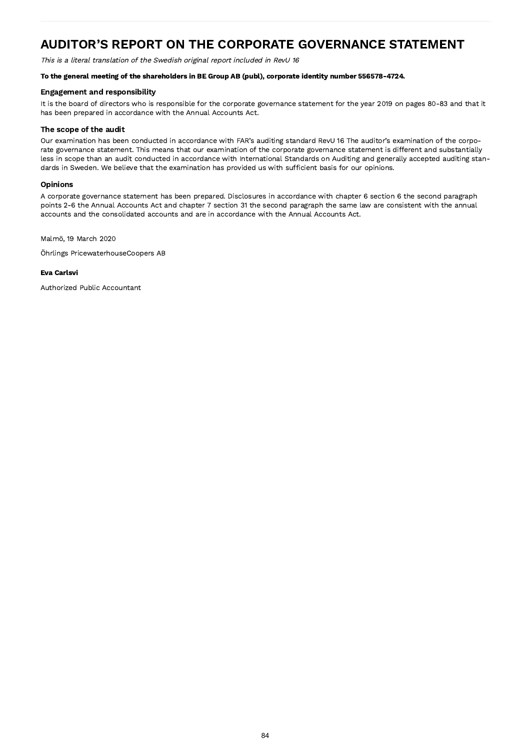# AUDITOR'S REPORT ON THE CORPORATE GOVERNANCE STATEMENT

*This is a literal translation of the Swedish original report included in RevU 16*

**To the general meeting of the shareholders in BE Group AB (publ), corporate identity number 556578-4724.**

### Engagement and responsibility

It is the board of directors who is responsible for the corporate governance statement for the year 2019 on pages 80-83 and that it has been prepared in accordance with the Annual Accounts Act.

### The scope of the audit

Our examination has been conducted in accordance with FAR's auditing standard RevU 16 The auditor's examination of the corporate governance statement. This means that our examination of the corporate governance statement is different and substantially less in scope than an audit conducted in accordance with International Standards on Auditing and generally accepted auditing standards in Sweden. We believe that the examination has provided us with sufficient basis for our opinions.

### Opinions

A corporate governance statement has been prepared. Disclosures in accordance with chapter 6 section 6 the second paragraph points 2-6 the Annual Accounts Act and chapter 7 section 31 the second paragraph the same law are consistent with the annual accounts and the consolidated accounts and are in accordance with the Annual Accounts Act.

Malmö, 19 March 2020

Öhrlings PricewaterhouseCoopers AB

**Eva Carlsvi**

Authorized Public Accountant